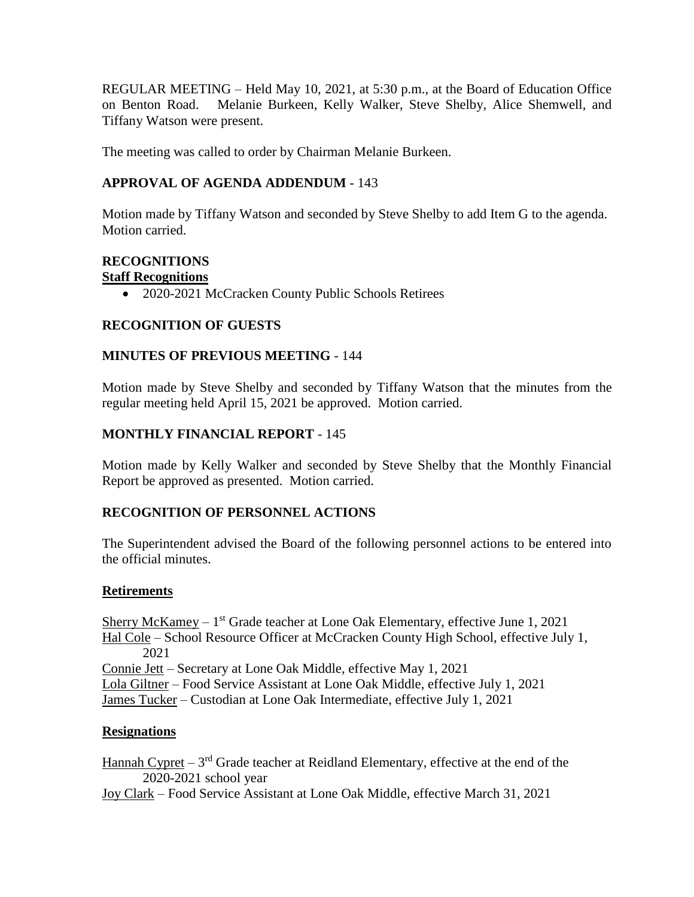REGULAR MEETING – Held May 10, 2021, at 5:30 p.m., at the Board of Education Office on Benton Road. Melanie Burkeen, Kelly Walker, Steve Shelby, Alice Shemwell, and Tiffany Watson were present.

The meeting was called to order by Chairman Melanie Burkeen.

**APPROVAL OF AGENDA ADDENDUM** - 143

Motion made by Tiffany Watson and seconded by Steve Shelby to add Item G to the agenda. Motion carried.

**RECOGNITIONS**

**Staff Recognitions**

- 2020-2021 McCracken County Public Schools Retirees

**RECOGNITION OF GUESTS**

**MINUTES OF PREVIOUS MEETING** - 144

Motion made by Steve Shelby and seconded by Tiffany Watson that the minutes from the regular meeting held April 15, 2021 be approved. Motion carried.

**MONTHLY FINANCIAL REPORT** - 145

Motion made by Kelly Walker and seconded by Steve Shelby that the Monthly Financial Report be approved as presented. Motion carried.

**RECOGNITION OF PERSONNEL ACTIONS**

The Superintendent advised the Board of the following personnel actions to be entered into the official minutes.

**Retirements**

Sherry McKamey – 1st Grade teacher at Lone Oak Elementary, effective June 1, 2021
Hal Cole – School Resource Officer at McCracken County High School, effective July 1, 2021
Connie Jett – Secretary at Lone Oak Middle, effective May 1, 2021
Lola Giltner – Food Service Assistant at Lone Oak Middle, effective July 1, 2021
James Tucker – Custodian at Lone Oak Intermediate, effective July 1, 2021

**Resignations**

Hannah Cypret – 3rd Grade teacher at Reidland Elementary, effective at the end of the 2020-2021 school year
Joy Clark – Food Service Assistant at Lone Oak Middle, effective March 31, 2021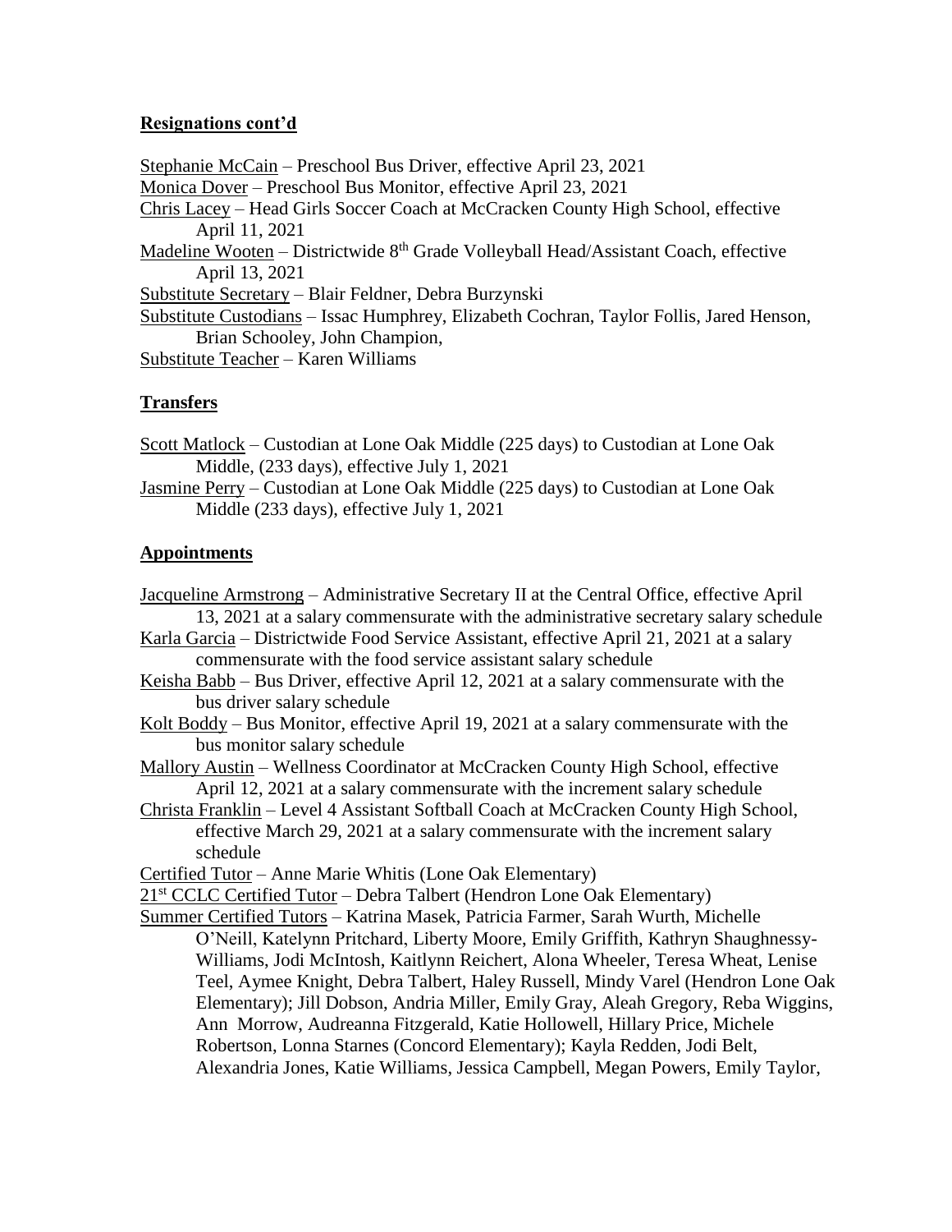## Resignations cont'd

Stephanie McCain – Preschool Bus Driver, effective April 23, 2021
Monica Dover – Preschool Bus Monitor, effective April 23, 2021
Chris Lacey – Head Girls Soccer Coach at McCracken County High School, effective April 11, 2021
Madeline Wooten – Districtwide 8th Grade Volleyball Head/Assistant Coach, effective April 13, 2021
Substitute Secretary – Blair Feldner, Debra Burzynski
Substitute Custodians – Issac Humphrey, Elizabeth Cochran, Taylor Follis, Jared Henson, Brian Schooley, John Champion,
Substitute Teacher – Karen Williams

## Transfers

Scott Matlock – Custodian at Lone Oak Middle (225 days) to Custodian at Lone Oak Middle, (233 days), effective July 1, 2021
Jasmine Perry – Custodian at Lone Oak Middle (225 days) to Custodian at Lone Oak Middle (233 days), effective July 1, 2021

## Appointments

Jacqueline Armstrong – Administrative Secretary II at the Central Office, effective April 13, 2021 at a salary commensurate with the administrative secretary salary schedule
Karla Garcia – Districtwide Food Service Assistant, effective April 21, 2021 at a salary commensurate with the food service assistant salary schedule
Keisha Babb – Bus Driver, effective April 12, 2021 at a salary commensurate with the bus driver salary schedule
Kolt Boddy – Bus Monitor, effective April 19, 2021 at a salary commensurate with the bus monitor salary schedule
Mallory Austin – Wellness Coordinator at McCracken County High School, effective April 12, 2021 at a salary commensurate with the increment salary schedule
Christa Franklin – Level 4 Assistant Softball Coach at McCracken County High School, effective March 29, 2021 at a salary commensurate with the increment salary schedule
Certified Tutor – Anne Marie Whitis (Lone Oak Elementary)
21st CCLC Certified Tutor – Debra Talbert (Hendron Lone Oak Elementary)
Summer Certified Tutors – Katrina Masek, Patricia Farmer, Sarah Wurth, Michelle O'Neill, Katelynn Pritchard, Liberty Moore, Emily Griffith, Kathryn Shaughnessy-Williams, Jodi McIntosh, Kaitlynn Reichert, Alona Wheeler, Teresa Wheat, Lenise Teel, Aymee Knight, Debra Talbert, Haley Russell, Mindy Varel (Hendron Lone Oak Elementary); Jill Dobson, Andria Miller, Emily Gray, Aleah Gregory, Reba Wiggins, Ann Morrow, Audreanna Fitzgerald, Katie Hollowell, Hillary Price, Michele Robertson, Lonna Starnes (Concord Elementary); Kayla Redden, Jodi Belt, Alexandria Jones, Katie Williams, Jessica Campbell, Megan Powers, Emily Taylor,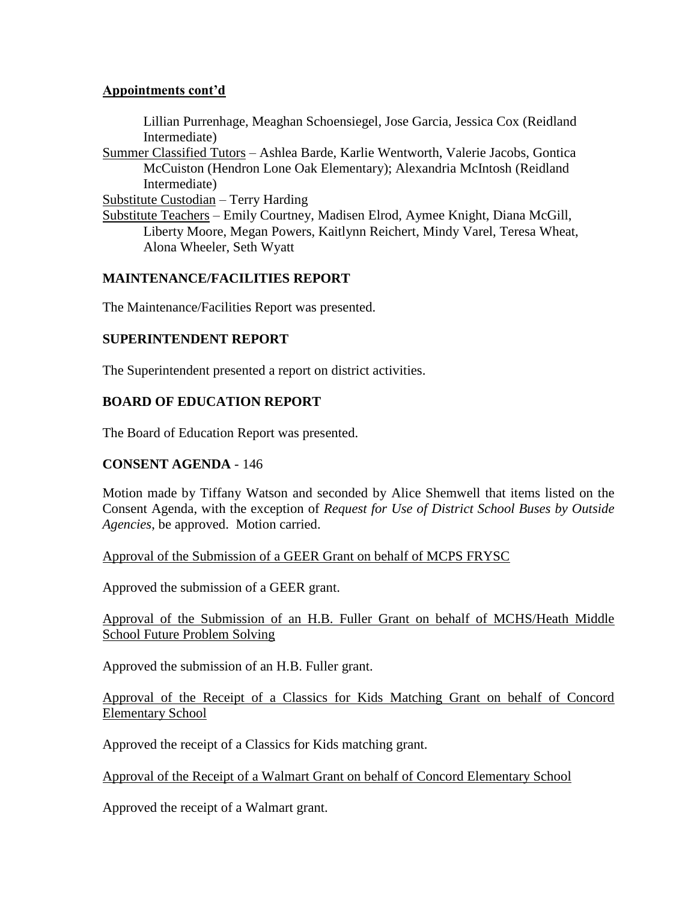**Appointments cont'd**

Lillian Purrenhage, Meaghan Schoensiegel, Jose Garcia, Jessica Cox (Reidland Intermediate)

Summer Classified Tutors – Ashlea Barde, Karlie Wentworth, Valerie Jacobs, Gontica McCuiston (Hendron Lone Oak Elementary); Alexandria McIntosh (Reidland Intermediate)

Substitute Custodian – Terry Harding

Substitute Teachers – Emily Courtney, Madisen Elrod, Aymee Knight, Diana McGill, Liberty Moore, Megan Powers, Kaitlynn Reichert, Mindy Varel, Teresa Wheat, Alona Wheeler, Seth Wyatt

## MAINTENANCE/FACILITIES REPORT

The Maintenance/Facilities Report was presented.

## SUPERINTENDENT REPORT

The Superintendent presented a report on district activities.

## BOARD OF EDUCATION REPORT

The Board of Education Report was presented.

## CONSENT AGENDA - 146

Motion made by Tiffany Watson and seconded by Alice Shemwell that items listed on the Consent Agenda, with the exception of *Request for Use of District School Buses by Outside Agencies*, be approved. Motion carried.

Approval of the Submission of a GEER Grant on behalf of MCPS FRYSC

Approved the submission of a GEER grant.

Approval of the Submission of an H.B. Fuller Grant on behalf of MCHS/Heath Middle School Future Problem Solving

Approved the submission of an H.B. Fuller grant.

Approval of the Receipt of a Classics for Kids Matching Grant on behalf of Concord Elementary School

Approved the receipt of a Classics for Kids matching grant.

Approval of the Receipt of a Walmart Grant on behalf of Concord Elementary School

Approved the receipt of a Walmart grant.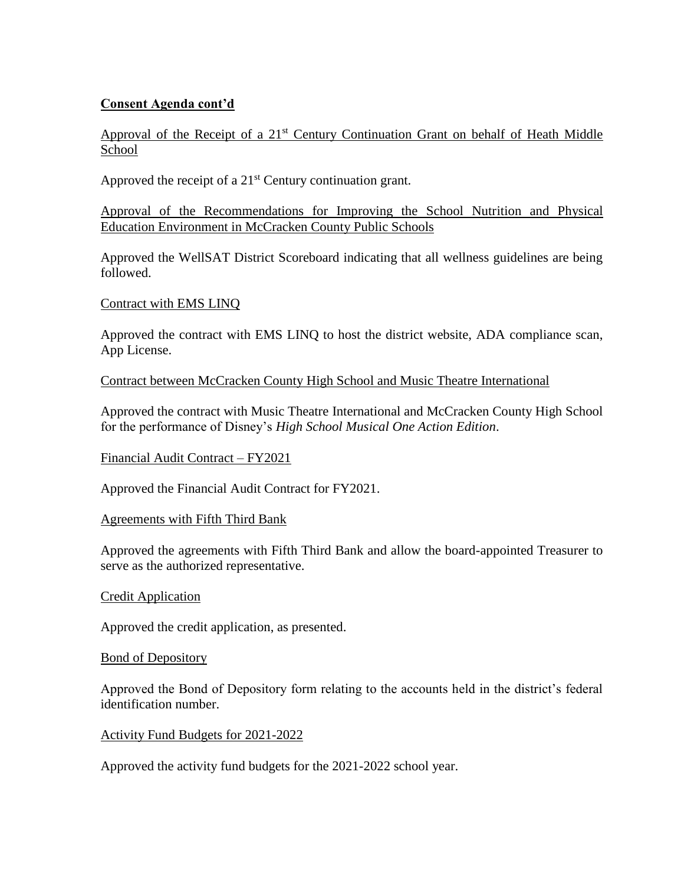**Consent Agenda cont'd**

Approval of the Receipt of a 21st Century Continuation Grant on behalf of Heath Middle School

Approved the receipt of a 21st Century continuation grant.

Approval of the Recommendations for Improving the School Nutrition and Physical Education Environment in McCracken County Public Schools

Approved the WellSAT District Scoreboard indicating that all wellness guidelines are being followed.

Contract with EMS LINQ

Approved the contract with EMS LINQ to host the district website, ADA compliance scan, App License.

Contract between McCracken County High School and Music Theatre International

Approved the contract with Music Theatre International and McCracken County High School for the performance of Disney's *High School Musical One Action Edition*.

Financial Audit Contract – FY2021

Approved the Financial Audit Contract for FY2021.

Agreements with Fifth Third Bank

Approved the agreements with Fifth Third Bank and allow the board-appointed Treasurer to serve as the authorized representative.

Credit Application

Approved the credit application, as presented.

Bond of Depository

Approved the Bond of Depository form relating to the accounts held in the district's federal identification number.

Activity Fund Budgets for 2021-2022

Approved the activity fund budgets for the 2021-2022 school year.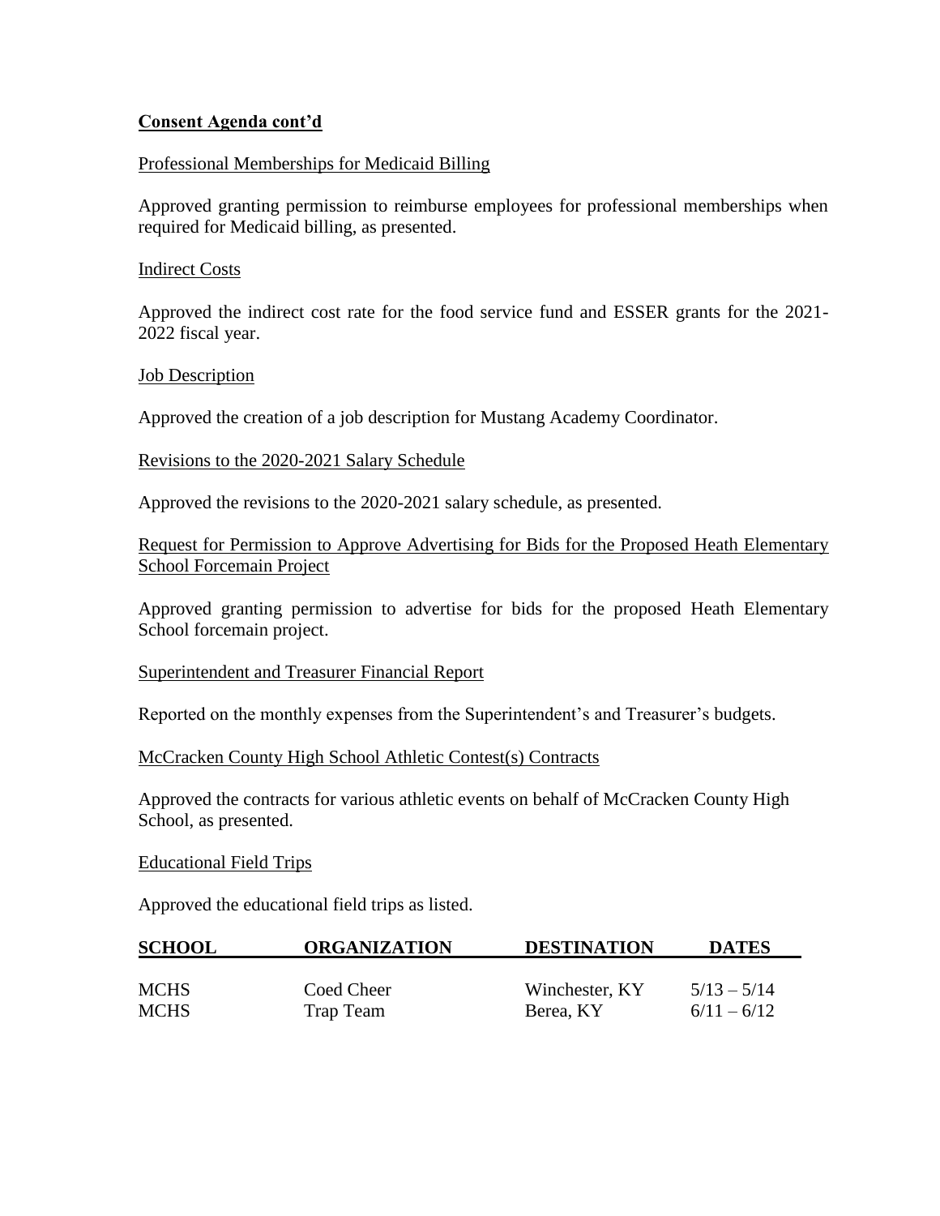**Consent Agenda cont'd**

Professional Memberships for Medicaid Billing

Approved granting permission to reimburse employees for professional memberships when required for Medicaid billing, as presented.

Indirect Costs

Approved the indirect cost rate for the food service fund and ESSER grants for the 2021-2022 fiscal year.

Job Description

Approved the creation of a job description for Mustang Academy Coordinator.

Revisions to the 2020-2021 Salary Schedule

Approved the revisions to the 2020-2021 salary schedule, as presented.

Request for Permission to Approve Advertising for Bids for the Proposed Heath Elementary School Forcemain Project

Approved granting permission to advertise for bids for the proposed Heath Elementary School forcemain project.

Superintendent and Treasurer Financial Report

Reported on the monthly expenses from the Superintendent's and Treasurer's budgets.

McCracken County High School Athletic Contest(s) Contracts

Approved the contracts for various athletic events on behalf of McCracken County High School, as presented.

Educational Field Trips

Approved the educational field trips as listed.

| SCHOOL | ORGANIZATION | DESTINATION | DATES |
|---|---|---|---|
| MCHS | Coed Cheer | Winchester, KY | 5/13 – 5/14 |
| MCHS | Trap Team | Berea, KY | 6/11 – 6/12 |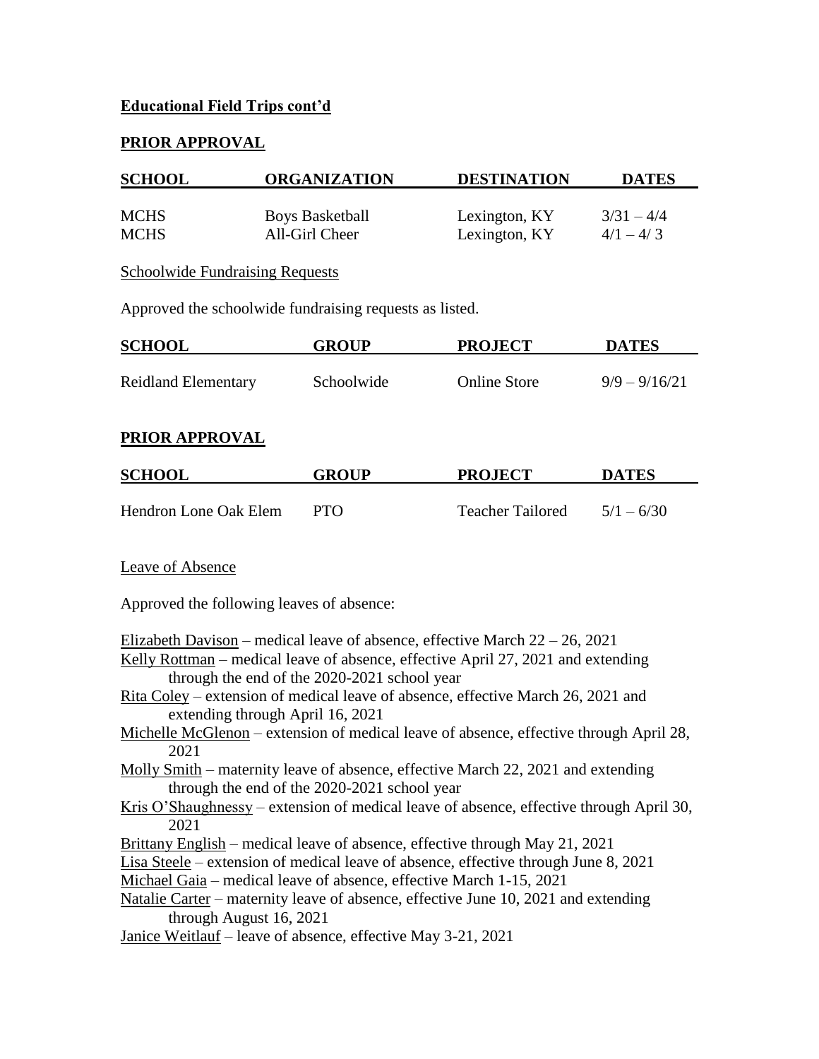**Educational Field Trips cont'd**

**PRIOR APPROVAL**

| SCHOOL | ORGANIZATION | DESTINATION | DATES |
|---|---|---|---|
| MCHS | Boys Basketball | Lexington, KY | 3/31 – 4/4 |
| MCHS | All-Girl Cheer | Lexington, KY | 4/1 – 4/ 3 |

Schoolwide Fundraising Requests

Approved the schoolwide fundraising requests as listed.

| SCHOOL | GROUP | PROJECT | DATES |
|---|---|---|---|
| Reidland Elementary | Schoolwide | Online Store | 9/9 – 9/16/21 |

**PRIOR APPROVAL**

| SCHOOL | GROUP | PROJECT | DATES |
|---|---|---|---|
| Hendron Lone Oak Elem | PTO | Teacher Tailored | 5/1 – 6/30 |

Leave of Absence

Approved the following leaves of absence:

Elizabeth Davison – medical leave of absence, effective March 22 – 26, 2021
Kelly Rottman – medical leave of absence, effective April 27, 2021 and extending through the end of the 2020-2021 school year
Rita Coley – extension of medical leave of absence, effective March 26, 2021 and extending through April 16, 2021
Michelle McGlenon – extension of medical leave of absence, effective through April 28, 2021
Molly Smith – maternity leave of absence, effective March 22, 2021 and extending through the end of the 2020-2021 school year
Kris O'Shaughnessy – extension of medical leave of absence, effective through April 30, 2021
Brittany English – medical leave of absence, effective through May 21, 2021
Lisa Steele – extension of medical leave of absence, effective through June 8, 2021
Michael Gaia – medical leave of absence, effective March 1-15, 2021
Natalie Carter – maternity leave of absence, effective June 10, 2021 and extending through August 16, 2021
Janice Weitlauf – leave of absence, effective May 3-21, 2021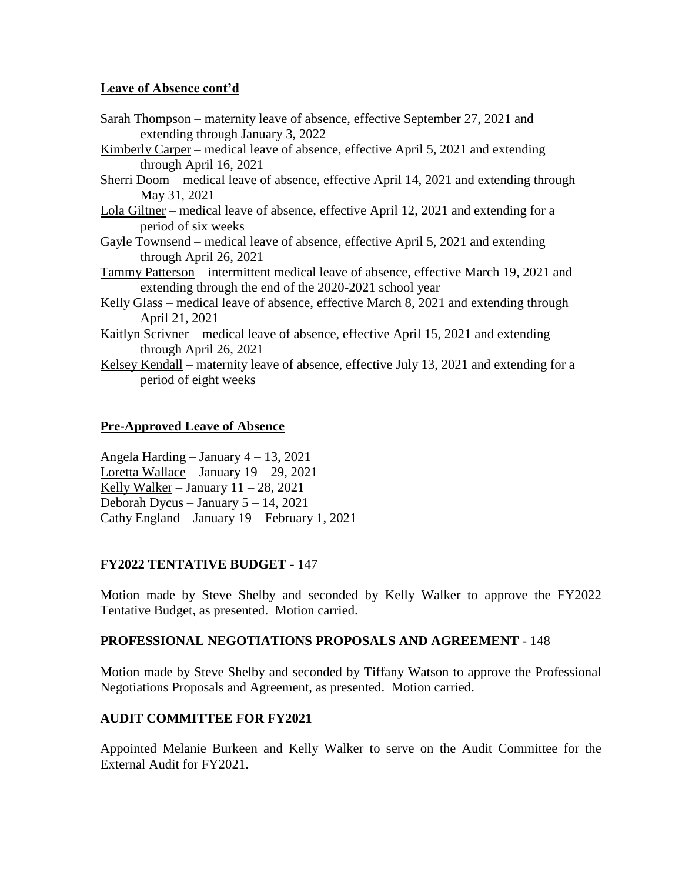**Leave of Absence cont'd**

Sarah Thompson – maternity leave of absence, effective September 27, 2021 and extending through January 3, 2022

Kimberly Carper – medical leave of absence, effective April 5, 2021 and extending through April 16, 2021

Sherri Doom – medical leave of absence, effective April 14, 2021 and extending through May 31, 2021

Lola Giltner – medical leave of absence, effective April 12, 2021 and extending for a period of six weeks

Gayle Townsend – medical leave of absence, effective April 5, 2021 and extending through April 26, 2021

Tammy Patterson – intermittent medical leave of absence, effective March 19, 2021 and extending through the end of the 2020-2021 school year

Kelly Glass – medical leave of absence, effective March 8, 2021 and extending through April 21, 2021

Kaitlyn Scrivner – medical leave of absence, effective April 15, 2021 and extending through April 26, 2021

Kelsey Kendall – maternity leave of absence, effective July 13, 2021 and extending for a period of eight weeks

**Pre-Approved Leave of Absence**

Angela Harding – January 4 – 13, 2021
Loretta Wallace – January 19 – 29, 2021
Kelly Walker – January 11 – 28, 2021
Deborah Dycus – January 5 – 14, 2021
Cathy England – January 19 – February 1, 2021

**FY2022 TENTATIVE BUDGET** - 147

Motion made by Steve Shelby and seconded by Kelly Walker to approve the FY2022 Tentative Budget, as presented. Motion carried.

**PROFESSIONAL NEGOTIATIONS PROPOSALS AND AGREEMENT** - 148

Motion made by Steve Shelby and seconded by Tiffany Watson to approve the Professional Negotiations Proposals and Agreement, as presented. Motion carried.

**AUDIT COMMITTEE FOR FY2021**

Appointed Melanie Burkeen and Kelly Walker to serve on the Audit Committee for the External Audit for FY2021.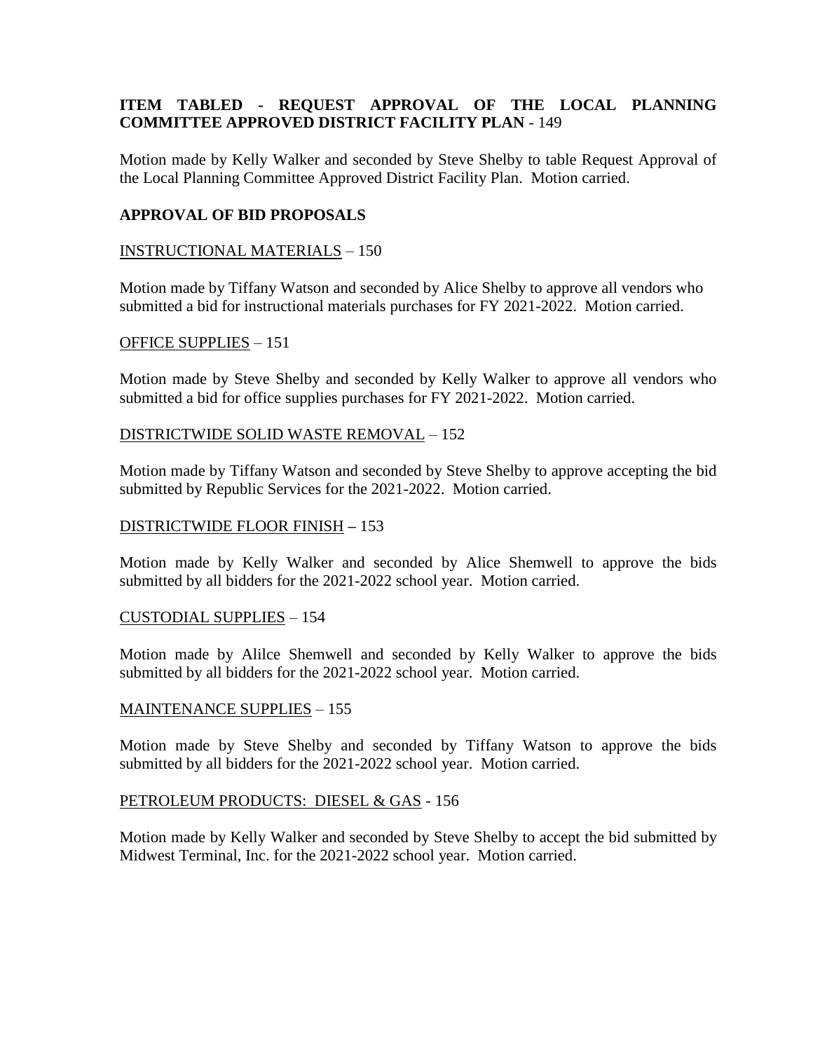**ITEM TABLED - REQUEST APPROVAL OF THE LOCAL PLANNING COMMITTEE APPROVED DISTRICT FACILITY PLAN** - 149

Motion made by Kelly Walker and seconded by Steve Shelby to table Request Approval of the Local Planning Committee Approved District Facility Plan. Motion carried.

**APPROVAL OF BID PROPOSALS**

INSTRUCTIONAL MATERIALS – 150

Motion made by Tiffany Watson and seconded by Alice Shelby to approve all vendors who submitted a bid for instructional materials purchases for FY 2021-2022. Motion carried.

OFFICE SUPPLIES – 151

Motion made by Steve Shelby and seconded by Kelly Walker to approve all vendors who submitted a bid for office supplies purchases for FY 2021-2022. Motion carried.

DISTRICTWIDE SOLID WASTE REMOVAL – 152

Motion made by Tiffany Watson and seconded by Steve Shelby to approve accepting the bid submitted by Republic Services for the 2021-2022. Motion carried.

DISTRICTWIDE FLOOR FINISH **–** 153

Motion made by Kelly Walker and seconded by Alice Shemwell to approve the bids submitted by all bidders for the 2021-2022 school year. Motion carried.

CUSTODIAL SUPPLIES – 154

Motion made by Alilce Shemwell and seconded by Kelly Walker to approve the bids submitted by all bidders for the 2021-2022 school year. Motion carried.

MAINTENANCE SUPPLIES – 155

Motion made by Steve Shelby and seconded by Tiffany Watson to approve the bids submitted by all bidders for the 2021-2022 school year. Motion carried.

PETROLEUM PRODUCTS: DIESEL & GAS - 156

Motion made by Kelly Walker and seconded by Steve Shelby to accept the bid submitted by Midwest Terminal, Inc. for the 2021-2022 school year. Motion carried.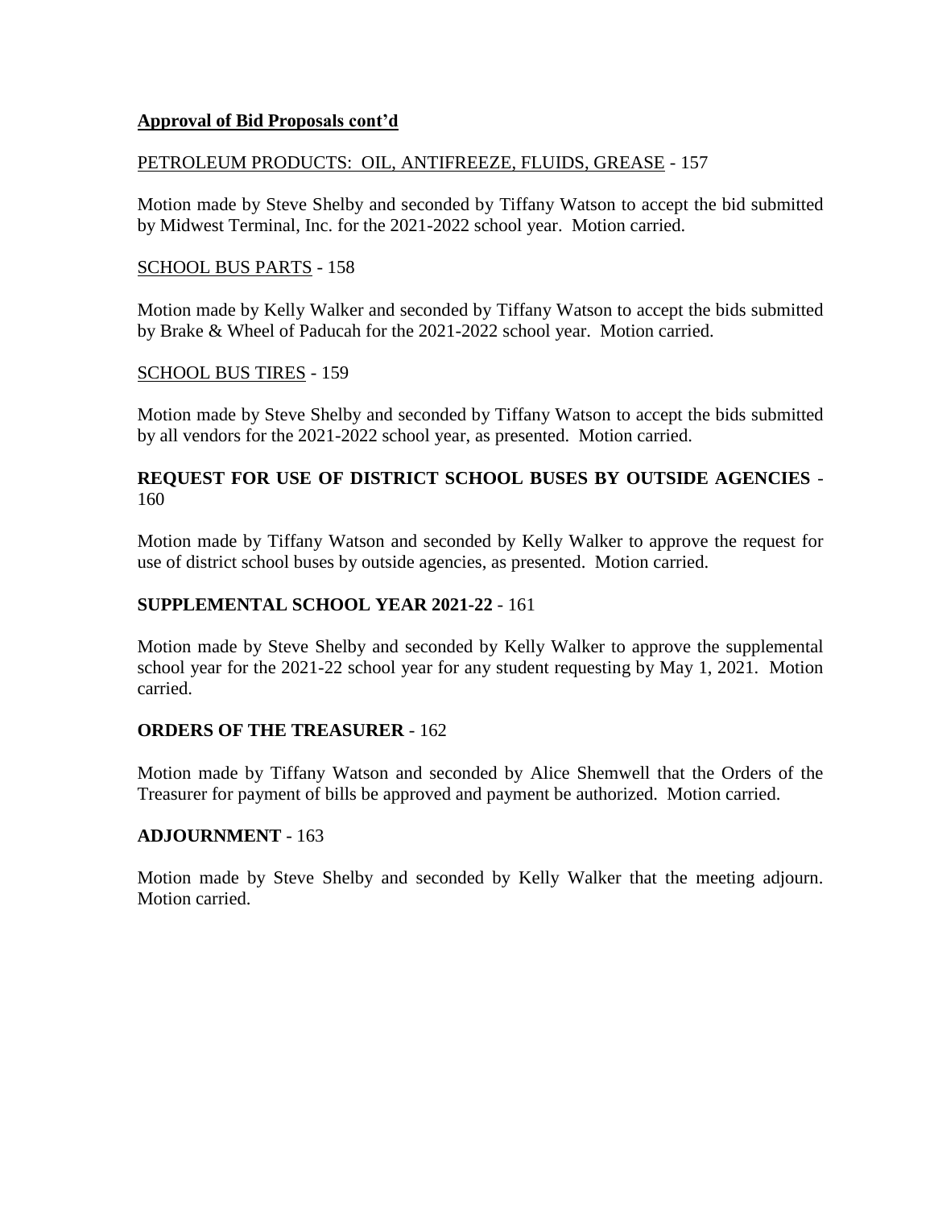**Approval of Bid Proposals cont'd**

PETROLEUM PRODUCTS: OIL, ANTIFREEZE, FLUIDS, GREASE - 157

Motion made by Steve Shelby and seconded by Tiffany Watson to accept the bid submitted by Midwest Terminal, Inc. for the 2021-2022 school year. Motion carried.

SCHOOL BUS PARTS - 158

Motion made by Kelly Walker and seconded by Tiffany Watson to accept the bids submitted by Brake & Wheel of Paducah for the 2021-2022 school year. Motion carried.

SCHOOL BUS TIRES - 159

Motion made by Steve Shelby and seconded by Tiffany Watson to accept the bids submitted by all vendors for the 2021-2022 school year, as presented. Motion carried.

**REQUEST FOR USE OF DISTRICT SCHOOL BUSES BY OUTSIDE AGENCIES** - 160

Motion made by Tiffany Watson and seconded by Kelly Walker to approve the request for use of district school buses by outside agencies, as presented. Motion carried.

**SUPPLEMENTAL SCHOOL YEAR 2021-22** - 161

Motion made by Steve Shelby and seconded by Kelly Walker to approve the supplemental school year for the 2021-22 school year for any student requesting by May 1, 2021. Motion carried.

**ORDERS OF THE TREASURER** - 162

Motion made by Tiffany Watson and seconded by Alice Shemwell that the Orders of the Treasurer for payment of bills be approved and payment be authorized. Motion carried.

**ADJOURNMENT** - 163

Motion made by Steve Shelby and seconded by Kelly Walker that the meeting adjourn. Motion carried.